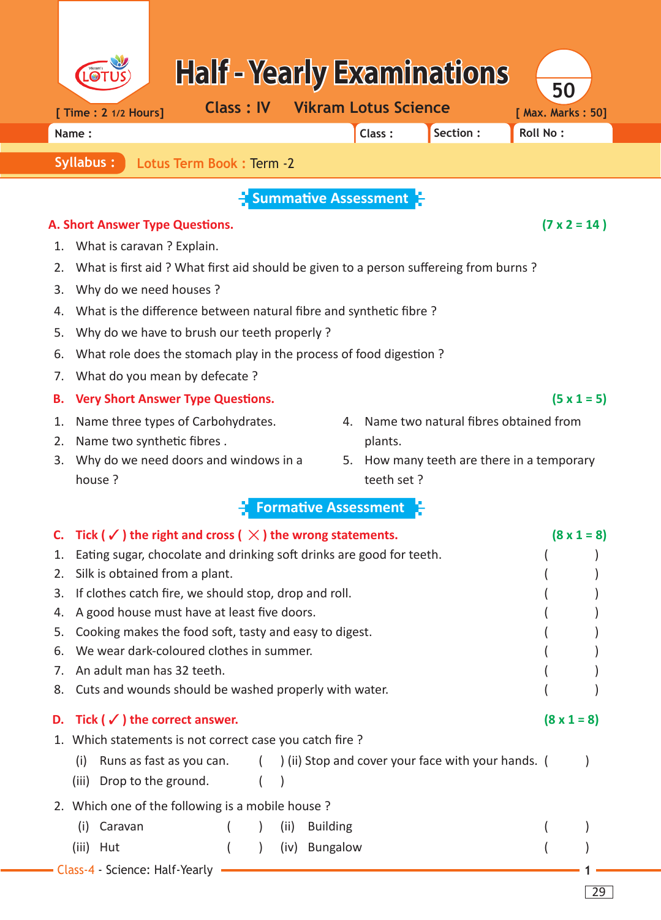# Half - Yearly Examinations

**Class : IV** **Vikram Lotus Science**

[ Time : 2 1/2 Hours] [ Max. Marks : 50]

Name : Class : Section : Roll No :

**Syllabus :** Lotus Term Book : Term -2

## Summative Assessment

### A. Short Answer Type Questions. (7 x 2 = 14 )

1. What is caravan ? Explain.
2. What is first aid ? What first aid should be given to a person suffereing from burns ?
3. Why do we need houses ?
4. What is the difference between natural fibre and synthetic fibre ?
5. Why do we have to brush our teeth properly ?
6. What role does the stomach play in the process of food digestion ?
7. What do you mean by defecate ?

### B. Very Short Answer Type Questions. (5 x 1 = 5)

1. Name three types of Carbohydrates.
2. Name two synthetic fibres .
3. Why do we need doors and windows in a house ?
4. Name two natural fibres obtained from plants.
5. How many teeth are there in a temporary teeth set ?

## Formative Assessment

### C. Tick ( ✓ ) the right and cross ( ✗ ) the wrong statements. (8 x 1 = 8)

1. Eating sugar, chocolate and drinking soft drinks are good for teeth. (    )
2. Silk is obtained from a plant. (    )
3. If clothes catch fire, we should stop, drop and roll. (    )
4. A good house must have at least five doors. (    )
5. Cooking makes the food soft, tasty and easy to digest. (    )
6. We wear dark-coloured clothes in summer. (    )
7. An adult man has 32 teeth. (    )
8. Cuts and wounds should be washed properly with water. (    )

### D. Tick ( ✓ ) the correct answer. (8 x 1 = 8)

1. Which statements is not correct case you catch fire ?
   (i) Runs as fast as you can. (    ) (ii) Stop and cover your face with your hands. (    )
   (iii) Drop to the ground. (    )

2. Which one of the following is a mobile house ?
   (i) Caravan (    ) (ii) Building (    )
   (iii) Hut (    ) (iv) Bungalow (    )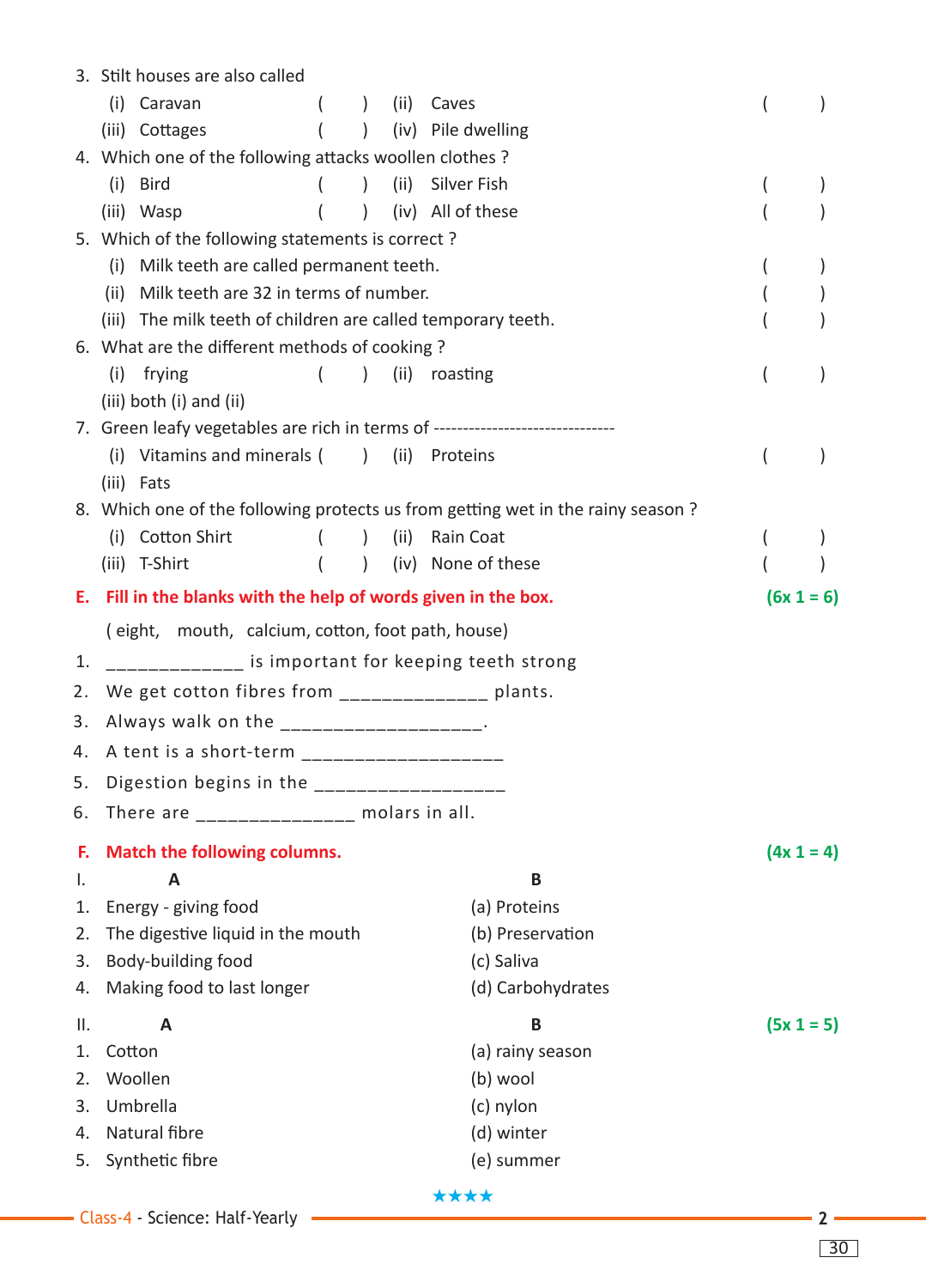3. Stilt houses are also called

(i) Caravan ( ) (ii) Caves ( )

(iii) Cottages ( ) (iv) Pile dwelling

4. Which one of the following attacks woollen clothes ?

(i) Bird ( ) (ii) Silver Fish ( )

(iii) Wasp ( ) (iv) All of these ( )

5. Which of the following statements is correct ?

(i) Milk teeth are called permanent teeth. ( )

(ii) Milk teeth are 32 in terms of number. ( )

(iii) The milk teeth of children are called temporary teeth. ( )

6. What are the different methods of cooking ?

(i) frying ( ) (ii) roasting ( )

(iii) both (i) and (ii)

7. Green leafy vegetables are rich in terms of -------------------------------

(i) Vitamins and minerals ( ) (ii) Proteins ( )

(iii) Fats

8. Which one of the following protects us from getting wet in the rainy season ?

(i) Cotton Shirt ( ) (ii) Rain Coat ( )

(iii) T-Shirt ( ) (iv) None of these ( )

**E. Fill in the blanks with the help of words given in the box.** **(6x 1 = 6)**

( eight, mouth, calcium, cotton, foot path, house)

1. _____________ is important for keeping teeth strong
2. We get cotton fibres from ______________ plants.
3. Always walk on the ___________________.
4. A tent is a short-term ___________________
5. Digestion begins in the __________________
6. There are _______________ molars in all.

**F. Match the following columns.** **(4x 1 = 4)**

| I. A | B |
|---|---|
| 1. Energy - giving food | (a) Proteins |
| 2. The digestive liquid in the mouth | (b) Preservation |
| 3. Body-building food | (c) Saliva |
| 4. Making food to last longer | (d) Carbohydrates |

**(5x 1 = 5)**

| II. A | B |
|---|---|
| 1. Cotton | (a) rainy season |
| 2. Woollen | (b) wool |
| 3. Umbrella | (c) nylon |
| 4. Natural fibre | (d) winter |
| 5. Synthetic fibre | (e) summer |

★★★★